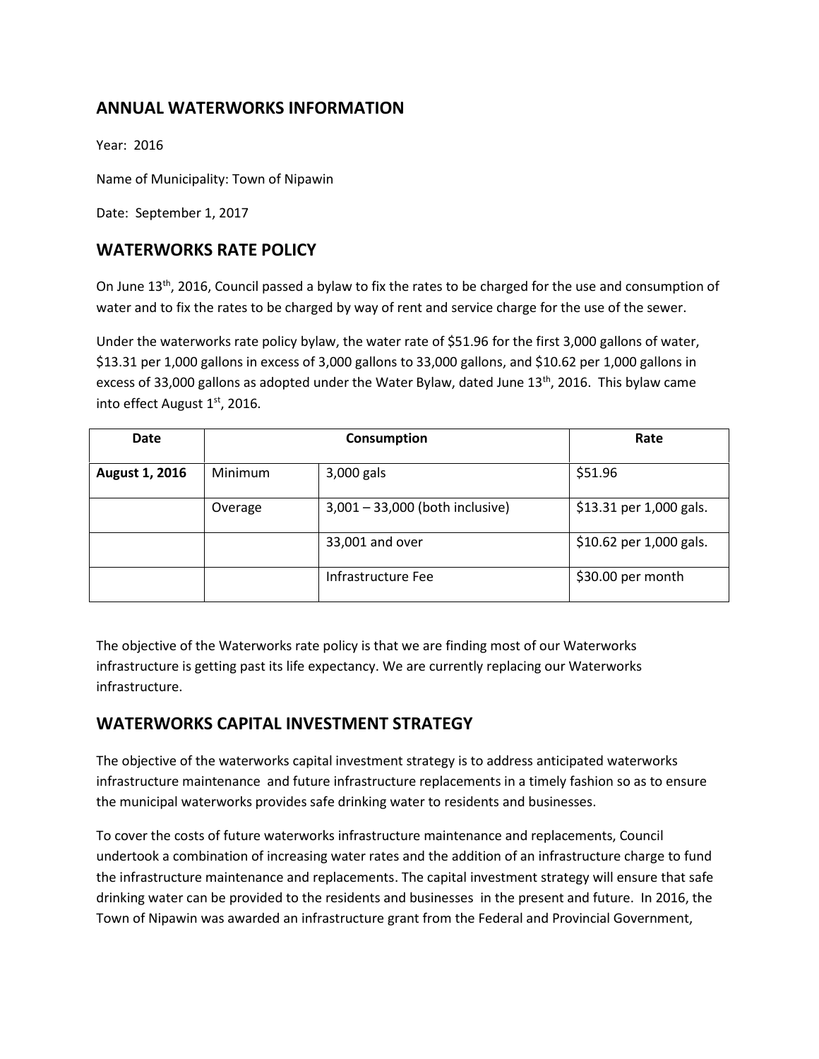## ANNUAL WATERWORKS INFORMATION

Year: 2016

Name of Municipality: Town of Nipawin

Date: September 1, 2017

## WATERWORKS RATE POLICY

On June 13th, 2016, Council passed a bylaw to fix the rates to be charged for the use and consumption of water and to fix the rates to be charged by way of rent and service charge for the use of the sewer.

Under the waterworks rate policy bylaw, the water rate of $51.96 for the first 3,000 gallons of water, $13.31 per 1,000 gallons in excess of 3,000 gallons to 33,000 gallons, and $10.62 per 1,000 gallons in excess of 33,000 gallons as adopted under the Water Bylaw, dated June 13th, 2016. This bylaw came into effect August 1st, 2016.

| Date | Consumption | | Rate |
|---|---|---|---|
| **August 1, 2016** | Minimum | 3,000 gals | $51.96 |
| | Overage | 3,001 – 33,000 (both inclusive) | $13.31 per 1,000 gals. |
| | | 33,001 and over | $10.62 per 1,000 gals. |
| | | Infrastructure Fee | $30.00 per month |

The objective of the Waterworks rate policy is that we are finding most of our Waterworks infrastructure is getting past its life expectancy. We are currently replacing our Waterworks infrastructure.

## WATERWORKS CAPITAL INVESTMENT STRATEGY

The objective of the waterworks capital investment strategy is to address anticipated waterworks infrastructure maintenance and future infrastructure replacements in a timely fashion so as to ensure the municipal waterworks provides safe drinking water to residents and businesses.

To cover the costs of future waterworks infrastructure maintenance and replacements, Council undertook a combination of increasing water rates and the addition of an infrastructure charge to fund the infrastructure maintenance and replacements. The capital investment strategy will ensure that safe drinking water can be provided to the residents and businesses in the present and future. In 2016, the Town of Nipawin was awarded an infrastructure grant from the Federal and Provincial Government,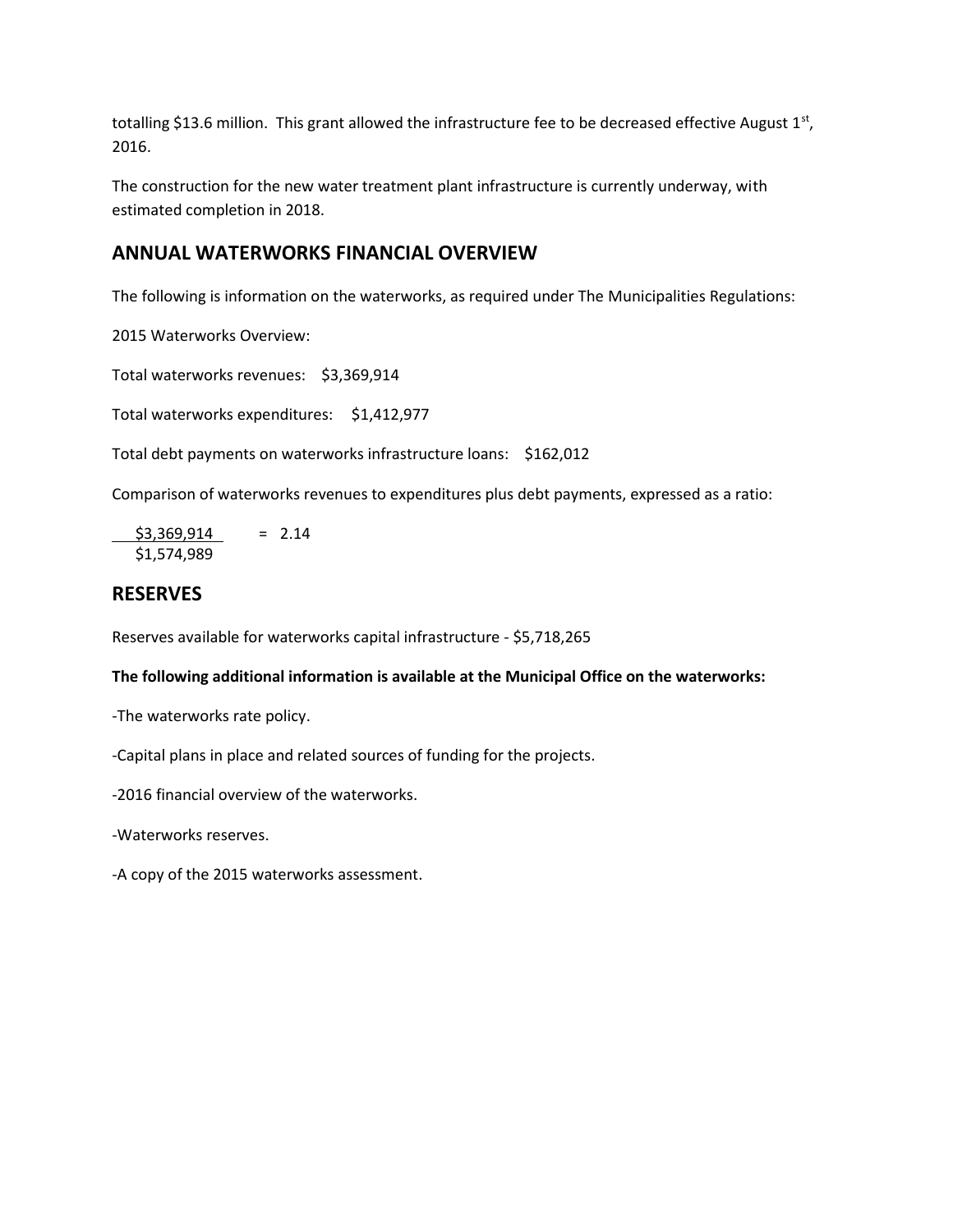totalling $13.6 million. This grant allowed the infrastructure fee to be decreased effective August 1st, 2016.

The construction for the new water treatment plant infrastructure is currently underway, with estimated completion in 2018.

## ANNUAL WATERWORKS FINANCIAL OVERVIEW

The following is information on the waterworks, as required under The Municipalities Regulations:

2015 Waterworks Overview:

Total waterworks revenues: $3,369,914

Total waterworks expenditures: $1,412,977

Total debt payments on waterworks infrastructure loans: $162,012

Comparison of waterworks revenues to expenditures plus debt payments, expressed as a ratio:

$$\frac{\$3,369,914}{\$1,574,989} = 2.14$$

## RESERVES

Reserves available for waterworks capital infrastructure - $5,718,265

**The following additional information is available at the Municipal Office on the waterworks:**

-The waterworks rate policy.

-Capital plans in place and related sources of funding for the projects.

-2016 financial overview of the waterworks.

-Waterworks reserves.

-A copy of the 2015 waterworks assessment.